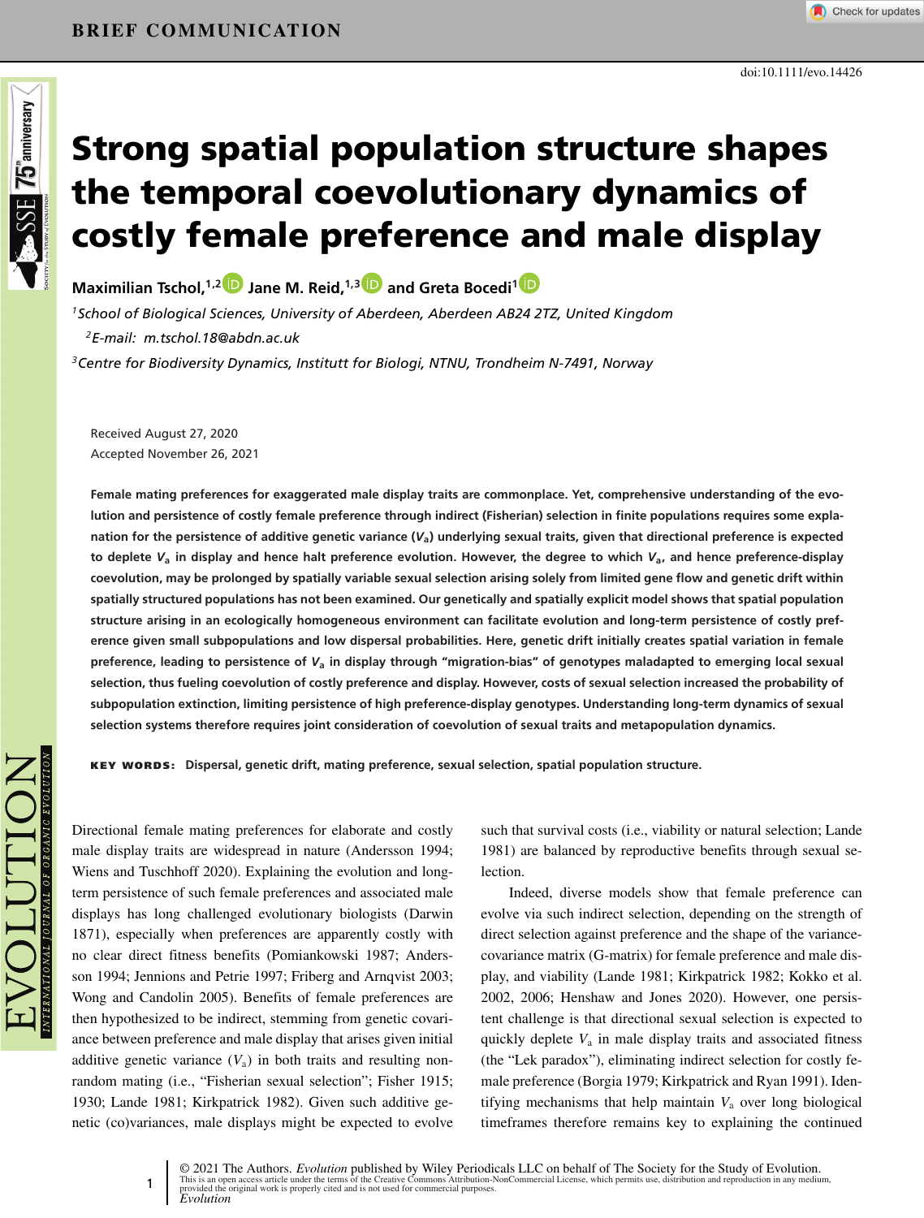BRIEF COMMUNICATION

doi:10.1111/evo.14426

# Strong spatial population structure shapes the temporal coevolutionary dynamics of costly female preference and male display

**Maximilian Tschol,[1,2] Jane M. Reid,[1,3] and Greta Bocedi[1]**

[1] *School of Biological Sciences, University of Aberdeen, Aberdeen AB24 2TZ, United Kingdom*

[2] *E-mail: m.tschol.18@abdn.ac.uk*

[3] *Centre for Biodiversity Dynamics, Institutt for Biologi, NTNU, Trondheim N-7491, Norway*

Received August 27, 2020
Accepted November 26, 2021

**Female mating preferences for exaggerated male display traits are commonplace. Yet, comprehensive understanding of the evolution and persistence of costly female preference through indirect (Fisherian) selection in finite populations requires some explanation for the persistence of additive genetic variance ($V_a$) underlying sexual traits, given that directional preference is expected to deplete $V_a$ in display and hence halt preference evolution. However, the degree to which $V_a$, and hence preference-display coevolution, may be prolonged by spatially variable sexual selection arising solely from limited gene flow and genetic drift within spatially structured populations has not been examined. Our genetically and spatially explicit model shows that spatial population structure arising in an ecologically homogeneous environment can facilitate evolution and long-term persistence of costly preference given small subpopulations and low dispersal probabilities. Here, genetic drift initially creates spatial variation in female preference, leading to persistence of $V_a$ in display through "migration-bias" of genotypes maladapted to emerging local sexual selection, thus fueling coevolution of costly preference and display. However, costs of sexual selection increased the probability of subpopulation extinction, limiting persistence of high preference-display genotypes. Understanding long-term dynamics of sexual selection systems therefore requires joint consideration of coevolution of sexual traits and metapopulation dynamics.**

**KEY WORDS:** Dispersal, genetic drift, mating preference, sexual selection, spatial population structure.

Directional female mating preferences for elaborate and costly male display traits are widespread in nature (Andersson 1994; Wiens and Tuschhoff 2020). Explaining the evolution and long-term persistence of such female preferences and associated male displays has long challenged evolutionary biologists (Darwin 1871), especially when preferences are apparently costly with no clear direct fitness benefits (Pomiankowski 1987; Andersson 1994; Jennions and Petrie 1997; Friberg and Arnqvist 2003; Wong and Candolin 2005). Benefits of female preferences are then hypothesized to be indirect, stemming from genetic covariance between preference and male display that arises given initial additive genetic variance ($V_a$) in both traits and resulting non-random mating (i.e., "Fisherian sexual selection"; Fisher 1915; 1930; Lande 1981; Kirkpatrick 1982). Given such additive genetic (co)variances, male displays might be expected to evolve such that survival costs (i.e., viability or natural selection; Lande 1981) are balanced by reproductive benefits through sexual selection.

Indeed, diverse models show that female preference can evolve via such indirect selection, depending on the strength of direct selection against preference and the shape of the variance-covariance matrix (G-matrix) for female preference and male display, and viability (Lande 1981; Kirkpatrick 1982; Kokko et al. 2002, 2006; Henshaw and Jones 2020). However, one persistent challenge is that directional sexual selection is expected to quickly deplete $V_a$ in male display traits and associated fitness (the "Lek paradox"), eliminating indirect selection for costly female preference (Borgia 1979; Kirkpatrick and Ryan 1991). Identifying mechanisms that help maintain $V_a$ over long biological timeframes therefore remains key to explaining the continued

© 2021 The Authors. *Evolution* published by Wiley Periodicals LLC on behalf of The Society for the Study of Evolution.
This is an open access article under the terms of the Creative Commons Attribution-NonCommercial License, which permits use, distribution and reproduction in any medium, provided the original work is properly cited and is not used for commercial purposes.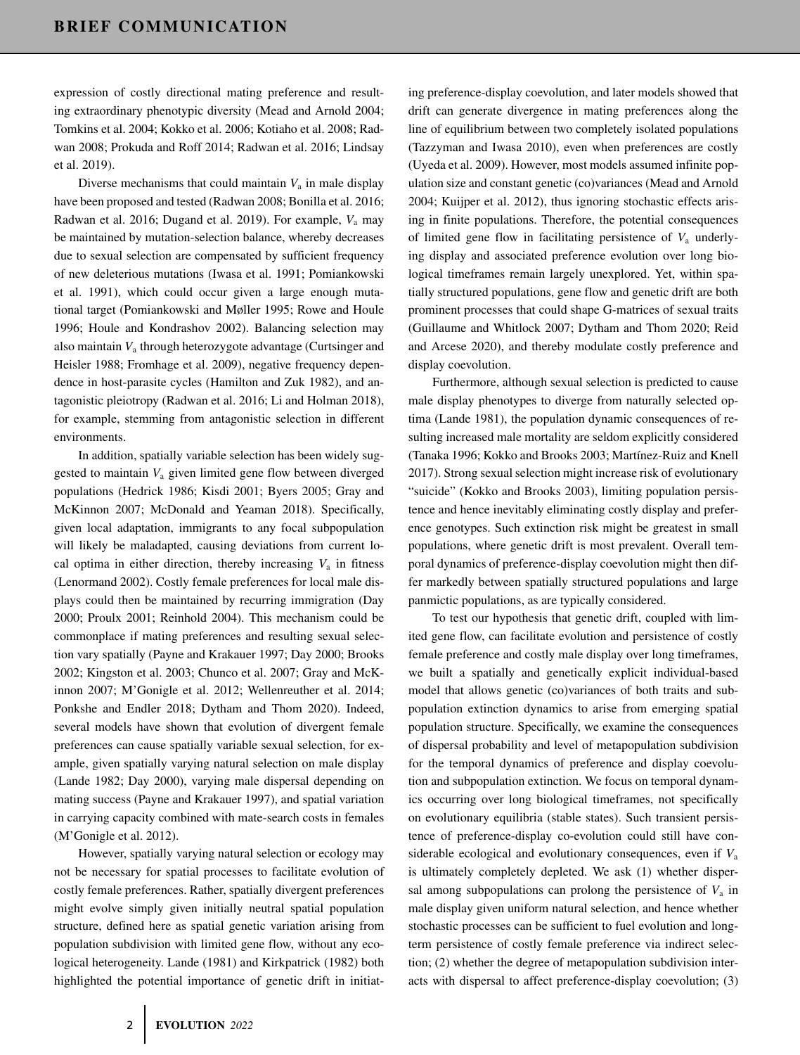expression of costly directional mating preference and resulting extraordinary phenotypic diversity (Mead and Arnold 2004; Tomkins et al. 2004; Kokko et al. 2006; Kotiaho et al. 2008; Radwan 2008; Prokuda and Roff 2014; Radwan et al. 2016; Lindsay et al. 2019).

Diverse mechanisms that could maintain $V_a$ in male display have been proposed and tested (Radwan 2008; Bonilla et al. 2016; Radwan et al. 2016; Dugand et al. 2019). For example, $V_a$ may be maintained by mutation-selection balance, whereby decreases due to sexual selection are compensated by sufficient frequency of new deleterious mutations (Iwasa et al. 1991; Pomiankowski et al. 1991), which could occur given a large enough mutational target (Pomiankowski and Møller 1995; Rowe and Houle 1996; Houle and Kondrashov 2002). Balancing selection may also maintain $V_a$ through heterozygote advantage (Curtsinger and Heisler 1988; Fromhage et al. 2009), negative frequency dependence in host-parasite cycles (Hamilton and Zuk 1982), and antagonistic pleiotropy (Radwan et al. 2016; Li and Holman 2018), for example, stemming from antagonistic selection in different environments.

In addition, spatially variable selection has been widely suggested to maintain $V_a$ given limited gene flow between diverged populations (Hedrick 1986; Kisdi 2001; Byers 2005; Gray and McKinnon 2007; McDonald and Yeaman 2018). Specifically, given local adaptation, immigrants to any focal subpopulation will likely be maladapted, causing deviations from current local optima in either direction, thereby increasing $V_a$ in fitness (Lenormand 2002). Costly female preferences for local male displays could then be maintained by recurring immigration (Day 2000; Proulx 2001; Reinhold 2004). This mechanism could be commonplace if mating preferences and resulting sexual selection vary spatially (Payne and Krakauer 1997; Day 2000; Brooks 2002; Kingston et al. 2003; Chunco et al. 2007; Gray and McKinnon 2007; M'Gonigle et al. 2012; Wellenreuther et al. 2014; Ponkshe and Endler 2018; Dytham and Thom 2020). Indeed, several models have shown that evolution of divergent female preferences can cause spatially variable sexual selection, for example, given spatially varying natural selection on male display (Lande 1982; Day 2000), varying male dispersal depending on mating success (Payne and Krakauer 1997), and spatial variation in carrying capacity combined with mate-search costs in females (M'Gonigle et al. 2012).

However, spatially varying natural selection or ecology may not be necessary for spatial processes to facilitate evolution of costly female preferences. Rather, spatially divergent preferences might evolve simply given initially neutral spatial population structure, defined here as spatial genetic variation arising from population subdivision with limited gene flow, without any ecological heterogeneity. Lande (1981) and Kirkpatrick (1982) both highlighted the potential importance of genetic drift in initiating preference-display coevolution, and later models showed that drift can generate divergence in mating preferences along the line of equilibrium between two completely isolated populations (Tazzyman and Iwasa 2010), even when preferences are costly (Uyeda et al. 2009). However, most models assumed infinite population size and constant genetic (co)variances (Mead and Arnold 2004; Kuijper et al. 2012), thus ignoring stochastic effects arising in finite populations. Therefore, the potential consequences of limited gene flow in facilitating persistence of $V_a$ underlying display and associated preference evolution over long biological timeframes remain largely unexplored. Yet, within spatially structured populations, gene flow and genetic drift are both prominent processes that could shape G-matrices of sexual traits (Guillaume and Whitlock 2007; Dytham and Thom 2020; Reid and Arcese 2020), and thereby modulate costly preference and display coevolution.

Furthermore, although sexual selection is predicted to cause male display phenotypes to diverge from naturally selected optima (Lande 1981), the population dynamic consequences of resulting increased male mortality are seldom explicitly considered (Tanaka 1996; Kokko and Brooks 2003; Martínez-Ruiz and Knell 2017). Strong sexual selection might increase risk of evolutionary "suicide" (Kokko and Brooks 2003), limiting population persistence and hence inevitably eliminating costly display and preference genotypes. Such extinction risk might be greatest in small populations, where genetic drift is most prevalent. Overall temporal dynamics of preference-display coevolution might then differ markedly between spatially structured populations and large panmictic populations, as are typically considered.

To test our hypothesis that genetic drift, coupled with limited gene flow, can facilitate evolution and persistence of costly female preference and costly male display over long timeframes, we built a spatially and genetically explicit individual-based model that allows genetic (co)variances of both traits and subpopulation extinction dynamics to arise from emerging spatial population structure. Specifically, we examine the consequences of dispersal probability and level of metapopulation subdivision for the temporal dynamics of preference and display coevolution and subpopulation extinction. We focus on temporal dynamics occurring over long biological timeframes, not specifically on evolutionary equilibria (stable states). Such transient persistence of preference-display co-evolution could still have considerable ecological and evolutionary consequences, even if $V_a$ is ultimately completely depleted. We ask (1) whether dispersal among subpopulations can prolong the persistence of $V_a$ in male display given uniform natural selection, and hence whether stochastic processes can be sufficient to fuel evolution and long-term persistence of costly female preference via indirect selection; (2) whether the degree of metapopulation subdivision interacts with dispersal to affect preference-display coevolution; (3)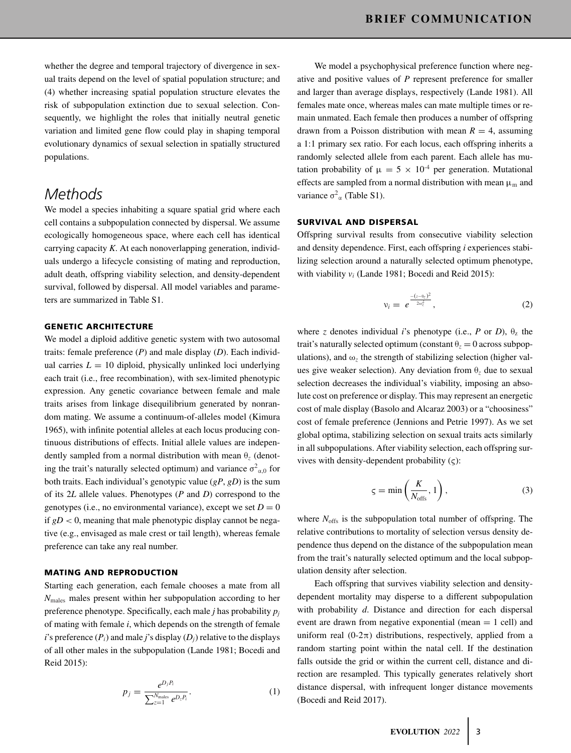whether the degree and temporal trajectory of divergence in sexual traits depend on the level of spatial population structure; and (4) whether increasing spatial population structure elevates the risk of subpopulation extinction due to sexual selection. Consequently, we highlight the roles that initially neutral genetic variation and limited gene flow could play in shaping temporal evolutionary dynamics of sexual selection in spatially structured populations.

# Methods

We model a species inhabiting a square spatial grid where each cell contains a subpopulation connected by dispersal. We assume ecologically homogeneous space, where each cell has identical carrying capacity $K$. At each nonoverlapping generation, individuals undergo a lifecycle consisting of mating and reproduction, adult death, offspring viability selection, and density-dependent survival, followed by dispersal. All model variables and parameters are summarized in Table S1.

## GENETIC ARCHITECTURE

We model a diploid additive genetic system with two autosomal traits: female preference ($P$) and male display ($D$). Each individual carries $L = 10$ diploid, physically unlinked loci underlying each trait (i.e., free recombination), with sex-limited phenotypic expression. Any genetic covariance between female and male traits arises from linkage disequilibrium generated by nonrandom mating. We assume a continuum-of-alleles model (Kimura 1965), with infinite potential alleles at each locus producing continuous distributions of effects. Initial allele values are independently sampled from a normal distribution with mean $\theta_z$ (denoting the trait's naturally selected optimum) and variance $\sigma^2_{\alpha,0}$ for both traits. Each individual's genotypic value ($gP$, $gD$) is the sum of its $2L$ allele values. Phenotypes ($P$ and $D$) correspond to the genotypes (i.e., no environmental variance), except we set $D = 0$ if $gD < 0$, meaning that male phenotypic display cannot be negative (e.g., envisaged as male crest or tail length), whereas female preference can take any real number.

## MATING AND REPRODUCTION

Starting each generation, each female chooses a mate from all $N_{\text{males}}$ males present within her subpopulation according to her preference phenotype. Specifically, each male $j$ has probability $p_j$ of mating with female $i$, which depends on the strength of female $i$'s preference ($P_i$) and male $j$'s display ($D_j$) relative to the displays of all other males in the subpopulation (Lande 1981; Bocedi and Reid 2015):

$$p_j = \frac{e^{D_j P_i}}{\sum_{z=1}^{N_{\text{males}}} e^{D_z P_i}}. \tag{1}$$

We model a psychophysical preference function where negative and positive values of $P$ represent preference for smaller and larger than average displays, respectively (Lande 1981). All females mate once, whereas males can mate multiple times or remain unmated. Each female then produces a number of offspring drawn from a Poisson distribution with mean $R = 4$, assuming a 1:1 primary sex ratio. For each locus, each offspring inherits a randomly selected allele from each parent. Each allele has mutation probability of $\mu = 5 \times 10^{-4}$ per generation. Mutational effects are sampled from a normal distribution with mean $\mu_{\text{m}}$ and variance $\sigma^2_{\alpha}$ (Table S1).

## SURVIVAL AND DISPERSAL

Offspring survival results from consecutive viability selection and density dependence. First, each offspring $i$ experiences stabilizing selection around a naturally selected optimum phenotype, with viability $v_i$ (Lande 1981; Bocedi and Reid 2015):

$$v_i = e^{\frac{-(z-\theta_z)^2}{2\omega_z^2}}, \tag{2}$$

where $z$ denotes individual $i$'s phenotype (i.e., $P$ or $D$), $\theta_z$ the trait's naturally selected optimum (constant $\theta_z = 0$ across subpopulations), and $\omega_z$ the strength of stabilizing selection (higher values give weaker selection). Any deviation from $\theta_z$ due to sexual selection decreases the individual's viability, imposing an absolute cost on preference or display. This may represent an energetic cost of male display (Basolo and Alcaraz 2003) or a "choosiness" cost of female preference (Jennions and Petrie 1997). As we set global optima, stabilizing selection on sexual traits acts similarly in all subpopulations. After viability selection, each offspring survives with density-dependent probability ($\varsigma$):

$$\varsigma = \min\left(\frac{K}{N_{\text{offs}}}, 1\right), \tag{3}$$

where $N_{\text{offs}}$ is the subpopulation total number of offspring. The relative contributions to mortality of selection versus density dependence thus depend on the distance of the subpopulation mean from the trait's naturally selected optimum and the local subpopulation density after selection.

Each offspring that survives viability selection and density-dependent mortality may disperse to a different subpopulation with probability $d$. Distance and direction for each dispersal event are drawn from negative exponential (mean = 1 cell) and uniform real (0-2$\pi$) distributions, respectively, applied from a random starting point within the natal cell. If the destination falls outside the grid or within the current cell, distance and direction are resampled. This typically generates relatively short distance dispersal, with infrequent longer distance movements (Bocedi and Reid 2017).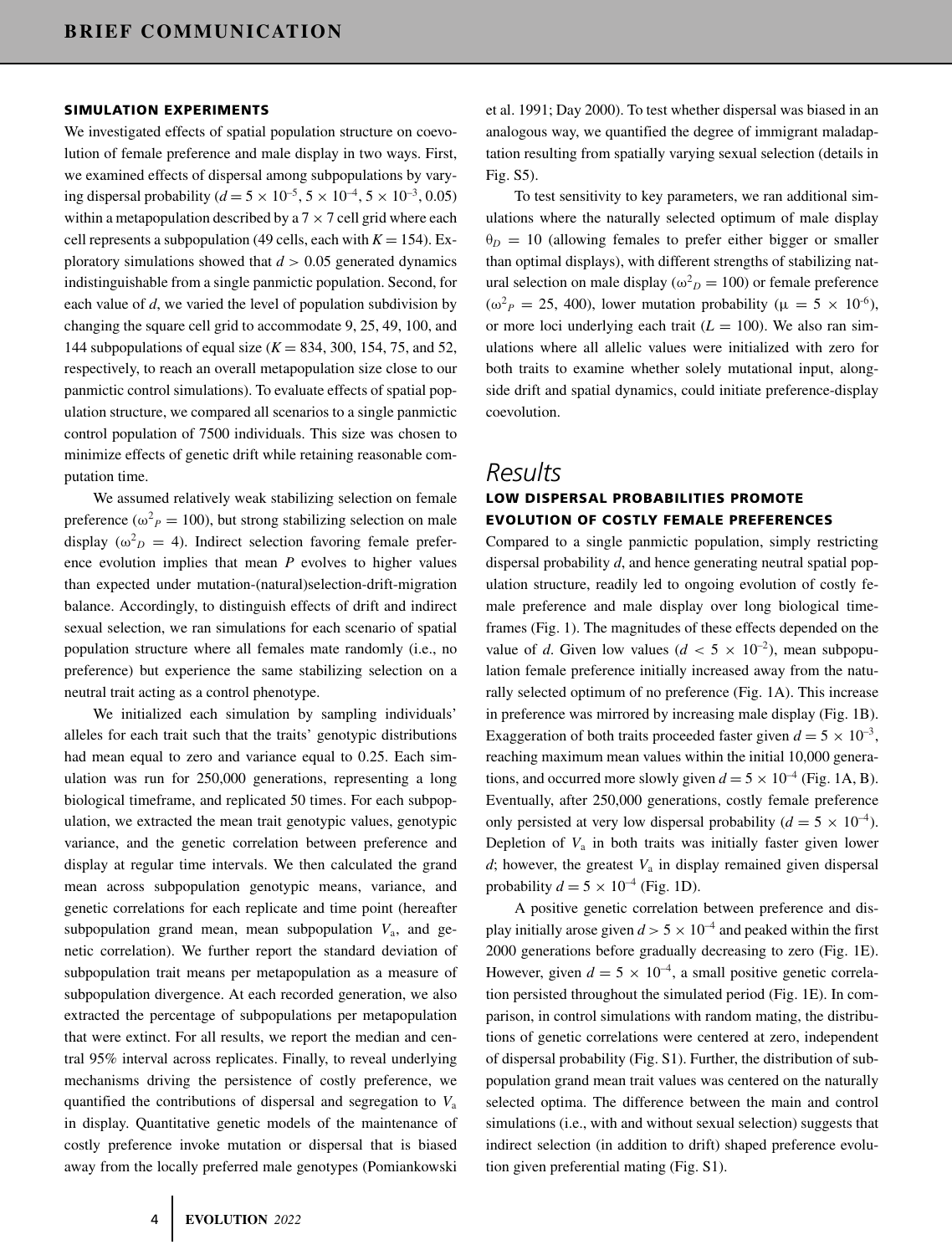### SIMULATION EXPERIMENTS

We investigated effects of spatial population structure on coevolution of female preference and male display in two ways. First, we examined effects of dispersal among subpopulations by varying dispersal probability ($d = 5 \times 10^{-5}, 5 \times 10^{-4}, 5 \times 10^{-3}, 0.05$) within a metapopulation described by a $7 \times 7$ cell grid where each cell represents a subpopulation (49 cells, each with $K = 154$). Exploratory simulations showed that $d > 0.05$ generated dynamics indistinguishable from a single panmictic population. Second, for each value of $d$, we varied the level of population subdivision by changing the square cell grid to accommodate 9, 25, 49, 100, and 144 subpopulations of equal size ($K = 834$, 300, 154, 75, and 52, respectively, to reach an overall metapopulation size close to our panmictic control simulations). To evaluate effects of spatial population structure, we compared all scenarios to a single panmictic control population of 7500 individuals. This size was chosen to minimize effects of genetic drift while retaining reasonable computation time.

We assumed relatively weak stabilizing selection on female preference ($\omega^2_P = 100$), but strong stabilizing selection on male display ($\omega^2_D = 4$). Indirect selection favoring female preference evolution implies that mean $P$ evolves to higher values than expected under mutation-(natural)selection-drift-migration balance. Accordingly, to distinguish effects of drift and indirect sexual selection, we ran simulations for each scenario of spatial population structure where all females mate randomly (i.e., no preference) but experience the same stabilizing selection on a neutral trait acting as a control phenotype.

We initialized each simulation by sampling individuals' alleles for each trait such that the traits' genotypic distributions had mean equal to zero and variance equal to 0.25. Each simulation was run for 250,000 generations, representing a long biological timeframe, and replicated 50 times. For each subpopulation, we extracted the mean trait genotypic values, genotypic variance, and the genetic correlation between preference and display at regular time intervals. We then calculated the grand mean across subpopulation genotypic means, variance, and genetic correlations for each replicate and time point (hereafter subpopulation grand mean, mean subpopulation $V_a$, and genetic correlation). We further report the standard deviation of subpopulation trait means per metapopulation as a measure of subpopulation divergence. At each recorded generation, we also extracted the percentage of subpopulations per metapopulation that were extinct. For all results, we report the median and central 95% interval across replicates. Finally, to reveal underlying mechanisms driving the persistence of costly preference, we quantified the contributions of dispersal and segregation to $V_a$ in display. Quantitative genetic models of the maintenance of costly preference invoke mutation or dispersal that is biased away from the locally preferred male genotypes (Pomiankowski et al. 1991; Day 2000). To test whether dispersal was biased in an analogous way, we quantified the degree of immigrant maladaptation resulting from spatially varying sexual selection (details in Fig. S5).

To test sensitivity to key parameters, we ran additional simulations where the naturally selected optimum of male display $\theta_D = 10$ (allowing females to prefer either bigger or smaller than optimal displays), with different strengths of stabilizing natural selection on male display ($\omega^2_D = 100$) or female preference ($\omega^2_P = 25, 400$), lower mutation probability ($\mu = 5 \times 10^{-6}$), or more loci underlying each trait ($L = 100$). We also ran simulations where all allelic values were initialized with zero for both traits to examine whether solely mutational input, alongside drift and spatial dynamics, could initiate preference-display coevolution.

## Results

### LOW DISPERSAL PROBABILITIES PROMOTE EVOLUTION OF COSTLY FEMALE PREFERENCES

Compared to a single panmictic population, simply restricting dispersal probability $d$, and hence generating neutral spatial population structure, readily led to ongoing evolution of costly female preference and male display over long biological timeframes (Fig. 1). The magnitudes of these effects depended on the value of $d$. Given low values ($d < 5 \times 10^{-2}$), mean subpopulation female preference initially increased away from the naturally selected optimum of no preference (Fig. 1A). This increase in preference was mirrored by increasing male display (Fig. 1B). Exaggeration of both traits proceeded faster given $d = 5 \times 10^{-3}$, reaching maximum mean values within the initial 10,000 generations, and occurred more slowly given $d = 5 \times 10^{-4}$ (Fig. 1A, B). Eventually, after 250,000 generations, costly female preference only persisted at very low dispersal probability ($d = 5 \times 10^{-4}$). Depletion of $V_a$ in both traits was initially faster given lower $d$; however, the greatest $V_a$ in display remained given dispersal probability $d = 5 \times 10^{-4}$ (Fig. 1D).

A positive genetic correlation between preference and display initially arose given $d > 5 \times 10^{-4}$ and peaked within the first 2000 generations before gradually decreasing to zero (Fig. 1E). However, given $d = 5 \times 10^{-4}$, a small positive genetic correlation persisted throughout the simulated period (Fig. 1E). In comparison, in control simulations with random mating, the distributions of genetic correlations were centered at zero, independent of dispersal probability (Fig. S1). Further, the distribution of subpopulation grand mean trait values was centered on the naturally selected optima. The difference between the main and control simulations (i.e., with and without sexual selection) suggests that indirect selection (in addition to drift) shaped preference evolution given preferential mating (Fig. S1).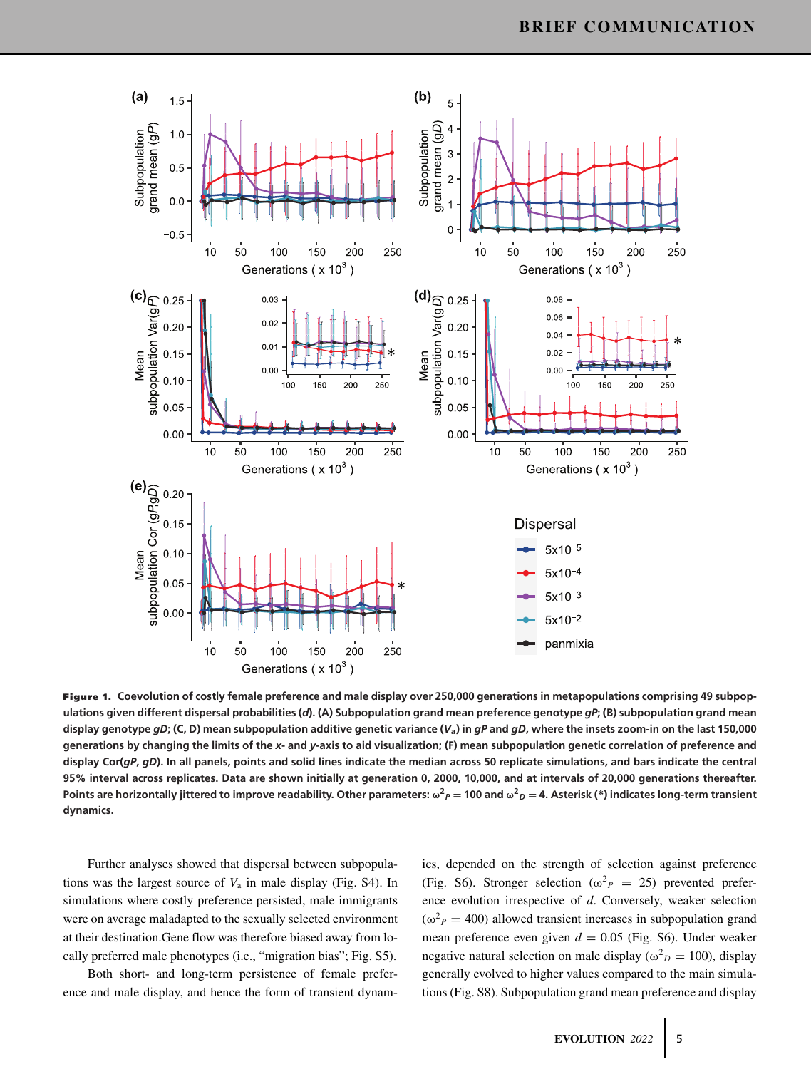**Figure 1.** **Coevolution of costly female preference and male display over 250,000 generations in metapopulations comprising 49 subpopulations given different dispersal probabilities (*d*). (A) Subpopulation grand mean preference genotype *gP*; (B) subpopulation grand mean display genotype *gD*; (C, D) mean subpopulation additive genetic variance ($V_a$) in *gP* and *gD*, where the insets zoom-in on the last 150,000 generations by changing the limits of the *x*- and *y*-axis to aid visualization; (F) mean subpopulation genetic correlation of preference and display Cor(*gP*, *gD*). In all panels, points and solid lines indicate the median across 50 replicate simulations, and bars indicate the central 95% interval across replicates. Data are shown initially at generation 0, 2000, 10,000, and at intervals of 20,000 generations thereafter. Points are horizontally jittered to improve readability. Other parameters: $\omega^2_P = 100$ and $\omega^2_D = 4$. Asterisk (*) indicates long-term transient dynamics.**

Further analyses showed that dispersal between subpopulations was the largest source of $V_a$ in male display (Fig. S4). In simulations where costly preference persisted, male immigrants were on average maladapted to the sexually selected environment at their destination.Gene flow was therefore biased away from locally preferred male phenotypes (i.e., "migration bias"; Fig. S5).

Both short- and long-term persistence of female preference and male display, and hence the form of transient dynamics, depended on the strength of selection against preference (Fig. S6). Stronger selection ($\omega^2_P = 25$) prevented preference evolution irrespective of *d*. Conversely, weaker selection ($\omega^2_P = 400$) allowed transient increases in subpopulation grand mean preference even given $d = 0.05$ (Fig. S6). Under weaker negative natural selection on male display ($\omega^2_D = 100$), display generally evolved to higher values compared to the main simulations (Fig. S8). Subpopulation grand mean preference and display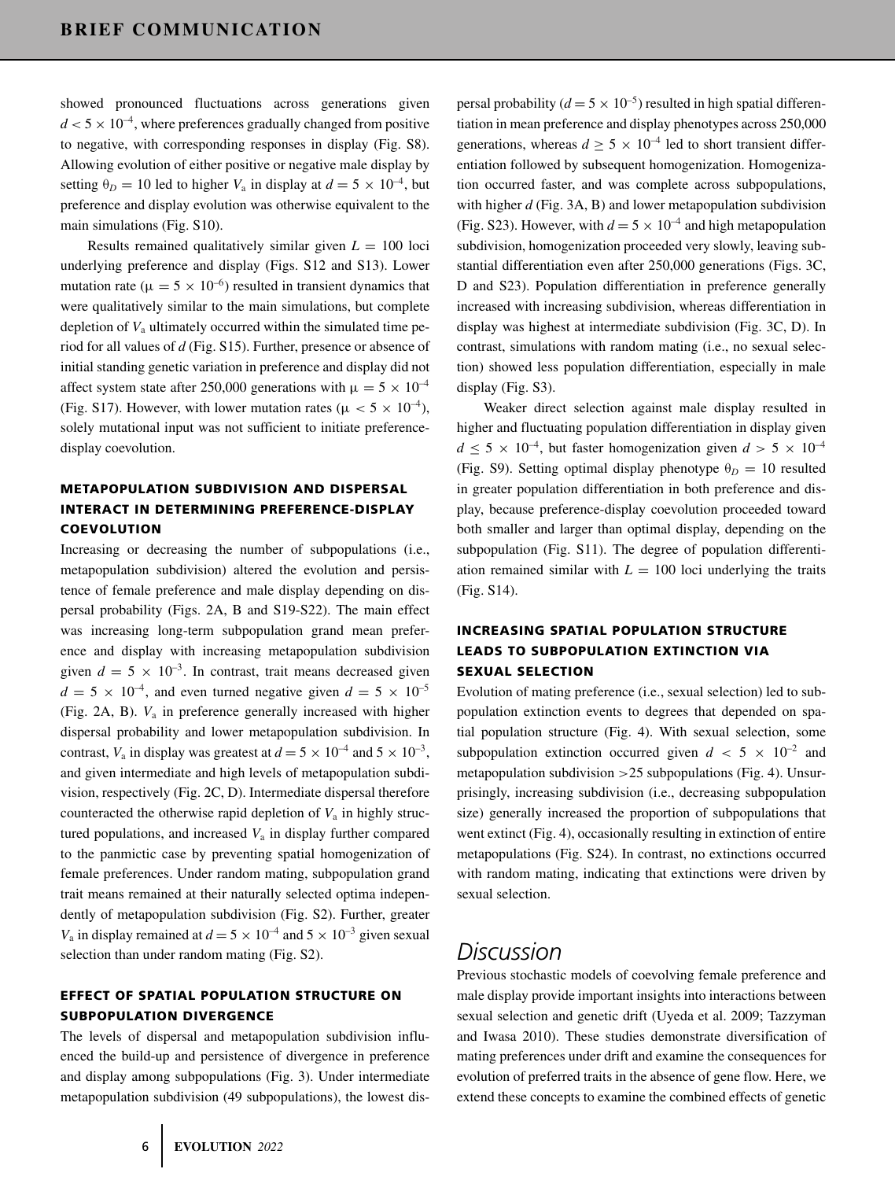showed pronounced fluctuations across generations given $d < 5 \times 10^{-4}$, where preferences gradually changed from positive to negative, with corresponding responses in display (Fig. S8). Allowing evolution of either positive or negative male display by setting $\theta_D = 10$ led to higher $V_a$ in display at $d = 5 \times 10^{-4}$, but preference and display evolution was otherwise equivalent to the main simulations (Fig. S10).

Results remained qualitatively similar given $L = 100$ loci underlying preference and display (Figs. S12 and S13). Lower mutation rate ($\mu = 5 \times 10^{-6}$) resulted in transient dynamics that were qualitatively similar to the main simulations, but complete depletion of $V_a$ ultimately occurred within the simulated time period for all values of $d$ (Fig. S15). Further, presence or absence of initial standing genetic variation in preference and display did not affect system state after 250,000 generations with $\mu = 5 \times 10^{-4}$ (Fig. S17). However, with lower mutation rates ($\mu < 5 \times 10^{-4}$), solely mutational input was not sufficient to initiate preference-display coevolution.

### METAPOPULATION SUBDIVISION AND DISPERSAL INTERACT IN DETERMINING PREFERENCE-DISPLAY COEVOLUTION

Increasing or decreasing the number of subpopulations (i.e., metapopulation subdivision) altered the evolution and persistence of female preference and male display depending on dispersal probability (Figs. 2A, B and S19-S22). The main effect was increasing long-term subpopulation grand mean preference and display with increasing metapopulation subdivision given $d = 5 \times 10^{-3}$. In contrast, trait means decreased given $d = 5 \times 10^{-4}$, and even turned negative given $d = 5 \times 10^{-5}$ (Fig. 2A, B). $V_a$ in preference generally increased with higher dispersal probability and lower metapopulation subdivision. In contrast, $V_a$ in display was greatest at $d = 5 \times 10^{-4}$ and $5 \times 10^{-3}$, and given intermediate and high levels of metapopulation subdivision, respectively (Fig. 2C, D). Intermediate dispersal therefore counteracted the otherwise rapid depletion of $V_a$ in highly structured populations, and increased $V_a$ in display further compared to the panmictic case by preventing spatial homogenization of female preferences. Under random mating, subpopulation grand trait means remained at their naturally selected optima independently of metapopulation subdivision (Fig. S2). Further, greater $V_a$ in display remained at $d = 5 \times 10^{-4}$ and $5 \times 10^{-3}$ given sexual selection than under random mating (Fig. S2).

### EFFECT OF SPATIAL POPULATION STRUCTURE ON SUBPOPULATION DIVERGENCE

The levels of dispersal and metapopulation subdivision influenced the build-up and persistence of divergence in preference and display among subpopulations (Fig. 3). Under intermediate metapopulation subdivision (49 subpopulations), the lowest dispersal probability ($d = 5 \times 10^{-5}$) resulted in high spatial differentiation in mean preference and display phenotypes across 250,000 generations, whereas $d \geq 5 \times 10^{-4}$ led to short transient differentiation followed by subsequent homogenization. Homogenization occurred faster, and was complete across subpopulations, with higher $d$ (Fig. 3A, B) and lower metapopulation subdivision (Fig. S23). However, with $d = 5 \times 10^{-4}$ and high metapopulation subdivision, homogenization proceeded very slowly, leaving substantial differentiation even after 250,000 generations (Figs. 3C, D and S23). Population differentiation in preference generally increased with increasing subdivision, whereas differentiation in display was highest at intermediate subdivision (Fig. 3C, D). In contrast, simulations with random mating (i.e., no sexual selection) showed less population differentiation, especially in male display (Fig. S3).

Weaker direct selection against male display resulted in higher and fluctuating population differentiation in display given $d \leq 5 \times 10^{-4}$, but faster homogenization given $d > 5 \times 10^{-4}$ (Fig. S9). Setting optimal display phenotype $\theta_D = 10$ resulted in greater population differentiation in both preference and display, because preference-display coevolution proceeded toward both smaller and larger than optimal display, depending on the subpopulation (Fig. S11). The degree of population differentiation remained similar with $L = 100$ loci underlying the traits (Fig. S14).

### INCREASING SPATIAL POPULATION STRUCTURE LEADS TO SUBPOPULATION EXTINCTION VIA SEXUAL SELECTION

Evolution of mating preference (i.e., sexual selection) led to subpopulation extinction events to degrees that depended on spatial population structure (Fig. 4). With sexual selection, some subpopulation extinction occurred given $d < 5 \times 10^{-2}$ and metapopulation subdivision >25 subpopulations (Fig. 4). Unsurprisingly, increasing subdivision (i.e., decreasing subpopulation size) generally increased the proportion of subpopulations that went extinct (Fig. 4), occasionally resulting in extinction of entire metapopulations (Fig. S24). In contrast, no extinctions occurred with random mating, indicating that extinctions were driven by sexual selection.

## Discussion

Previous stochastic models of coevolving female preference and male display provide important insights into interactions between sexual selection and genetic drift (Uyeda et al. 2009; Tazzyman and Iwasa 2010). These studies demonstrate diversification of mating preferences under drift and examine the consequences for evolution of preferred traits in the absence of gene flow. Here, we extend these concepts to examine the combined effects of genetic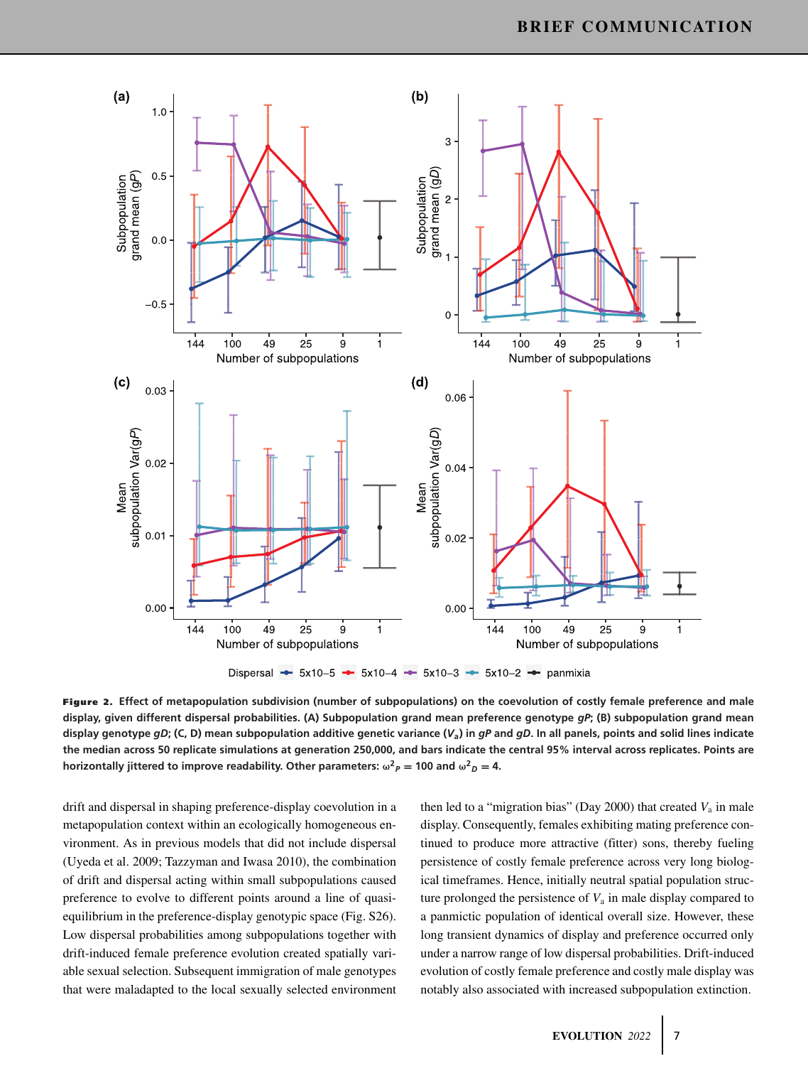**Figure 2.** **Effect of metapopulation subdivision (number of subpopulations) on the coevolution of costly female preference and male display, given different dispersal probabilities. (A) Subpopulation grand mean preference genotype *gP*; (B) subpopulation grand mean display genotype *gD*; (C, D) mean subpopulation additive genetic variance ($V_a$) in *gP* and *gD*. In all panels, points and solid lines indicate the median across 50 replicate simulations at generation 250,000, and bars indicate the central 95% interval across replicates. Points are horizontally jittered to improve readability. Other parameters: $\omega^2_P = 100$ and $\omega^2_D = 4$.**

drift and dispersal in shaping preference-display coevolution in a metapopulation context within an ecologically homogeneous environment. As in previous models that did not include dispersal (Uyeda et al. 2009; Tazzyman and Iwasa 2010), the combination of drift and dispersal acting within small subpopulations caused preference to evolve to different points around a line of quasi-equilibrium in the preference-display genotypic space (Fig. S26). Low dispersal probabilities among subpopulations together with drift-induced female preference evolution created spatially variable sexual selection. Subsequent immigration of male genotypes that were maladapted to the local sexually selected environment then led to a "migration bias" (Day 2000) that created $V_a$ in male display. Consequently, females exhibiting mating preference continued to produce more attractive (fitter) sons, thereby fueling persistence of costly female preference across very long biological timeframes. Hence, initially neutral spatial population structure prolonged the persistence of $V_a$ in male display compared to a panmictic population of identical overall size. However, these long transient dynamics of display and preference occurred only under a narrow range of low dispersal probabilities. Drift-induced evolution of costly female preference and costly male display was notably also associated with increased subpopulation extinction.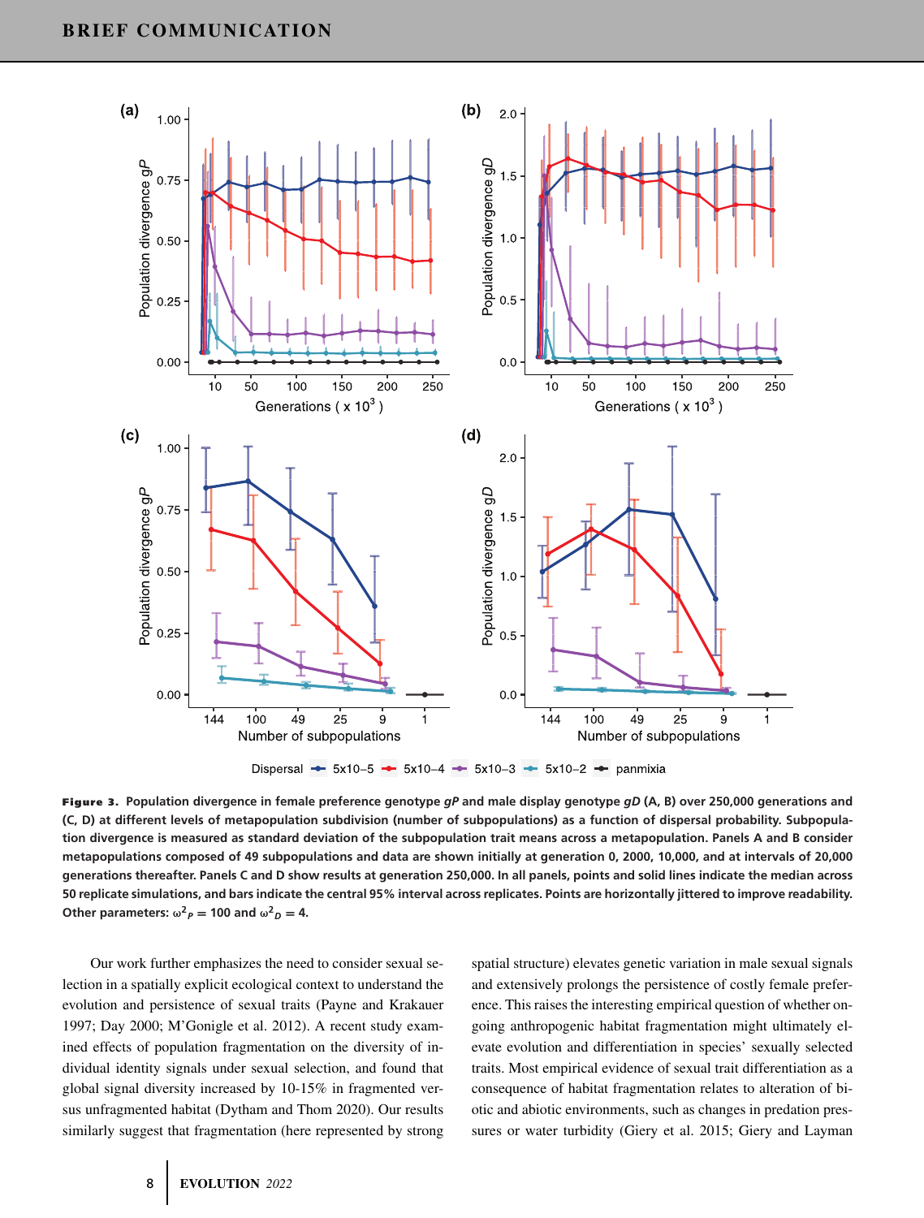**Figure 3.** **Population divergence in female preference genotype *gP* and male display genotype *gD* (A, B) over 250,000 generations and (C, D) at different levels of metapopulation subdivision (number of subpopulations) as a function of dispersal probability. Subpopulation divergence is measured as standard deviation of the subpopulation trait means across a metapopulation. Panels A and B consider metapopulations composed of 49 subpopulations and data are shown initially at generation 0, 2000, 10,000, and at intervals of 20,000 generations thereafter. Panels C and D show results at generation 250,000. In all panels, points and solid lines indicate the median across 50 replicate simulations, and bars indicate the central 95% interval across replicates. Points are horizontally jittered to improve readability. Other parameters: $\omega^2_P = 100$ and $\omega^2_D = 4$.**

Our work further emphasizes the need to consider sexual selection in a spatially explicit ecological context to understand the evolution and persistence of sexual traits (Payne and Krakauer 1997; Day 2000; M'Gonigle et al. 2012). A recent study examined effects of population fragmentation on the diversity of individual identity signals under sexual selection, and found that global signal diversity increased by 10-15% in fragmented versus unfragmented habitat (Dytham and Thom 2020). Our results similarly suggest that fragmentation (here represented by strong spatial structure) elevates genetic variation in male sexual signals and extensively prolongs the persistence of costly female preference. This raises the interesting empirical question of whether ongoing anthropogenic habitat fragmentation might ultimately elevate evolution and differentiation in species' sexually selected traits. Most empirical evidence of sexual trait differentiation as a consequence of habitat fragmentation relates to alteration of biotic and abiotic environments, such as changes in predation pressures or water turbidity (Giery et al. 2015; Giery and Layman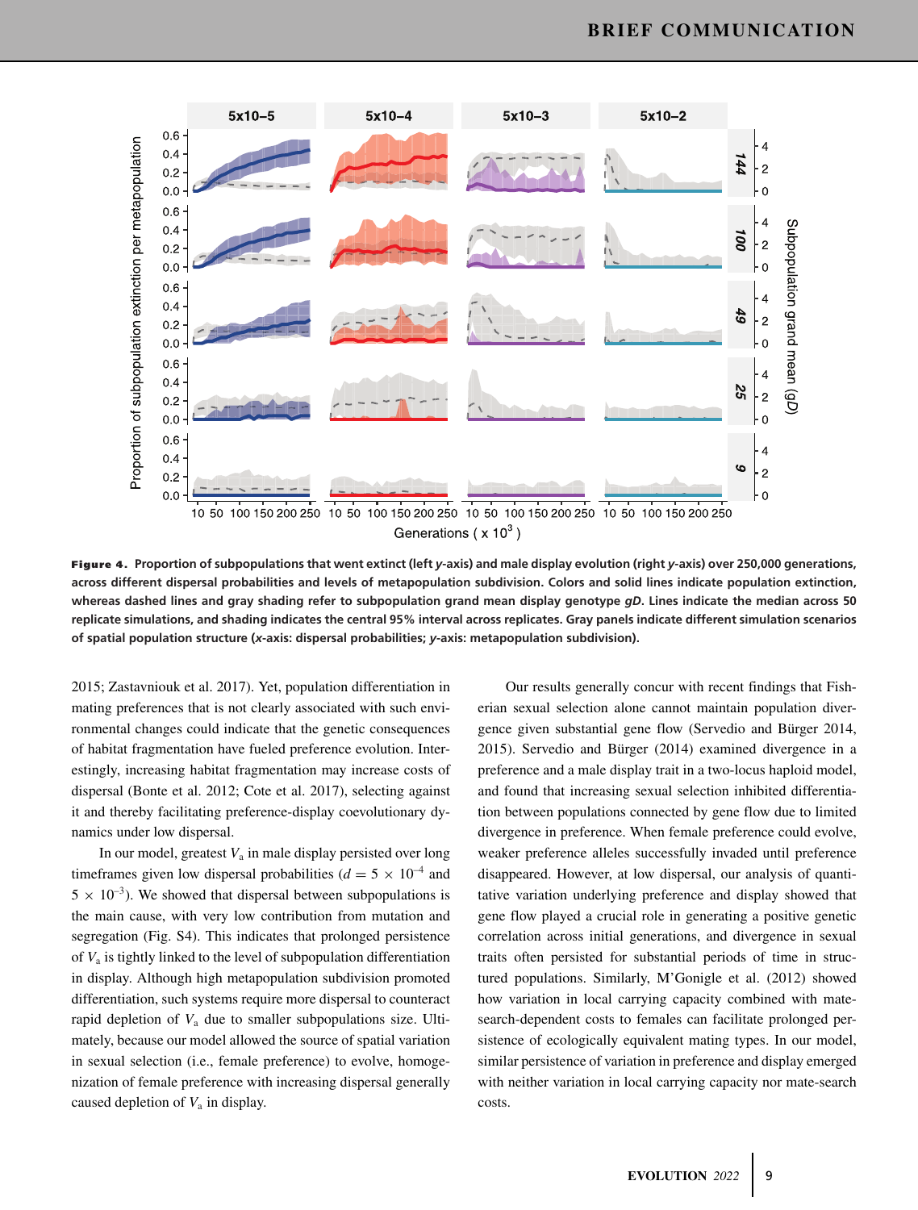**Figure 4. Proportion of subpopulations that went extinct (left *y*-axis) and male display evolution (right *y*-axis) over 250,000 generations, across different dispersal probabilities and levels of metapopulation subdivision. Colors and solid lines indicate population extinction, whereas dashed lines and gray shading refer to subpopulation grand mean display genotype *gD*. Lines indicate the median across 50 replicate simulations, and shading indicates the central 95% interval across replicates. Gray panels indicate different simulation scenarios of spatial population structure (*x*-axis: dispersal probabilities; *y*-axis: metapopulation subdivision).**

2015; Zastavniouk et al. 2017). Yet, population differentiation in mating preferences that is not clearly associated with such environmental changes could indicate that the genetic consequences of habitat fragmentation have fueled preference evolution. Interestingly, increasing habitat fragmentation may increase costs of dispersal (Bonte et al. 2012; Cote et al. 2017), selecting against it and thereby facilitating preference-display coevolutionary dynamics under low dispersal.

In our model, greatest $V_a$ in male display persisted over long timeframes given low dispersal probabilities ($d = 5 \times 10^{-4}$ and $5 \times 10^{-3}$). We showed that dispersal between subpopulations is the main cause, with very low contribution from mutation and segregation (Fig. S4). This indicates that prolonged persistence of $V_a$ is tightly linked to the level of subpopulation differentiation in display. Although high metapopulation subdivision promoted differentiation, such systems require more dispersal to counteract rapid depletion of $V_a$ due to smaller subpopulations size. Ultimately, because our model allowed the source of spatial variation in sexual selection (i.e., female preference) to evolve, homogenization of female preference with increasing dispersal generally caused depletion of $V_a$ in display.

Our results generally concur with recent findings that Fisherian sexual selection alone cannot maintain population divergence given substantial gene flow (Servedio and Bürger 2014, 2015). Servedio and Bürger (2014) examined divergence in a preference and a male display trait in a two-locus haploid model, and found that increasing sexual selection inhibited differentiation between populations connected by gene flow due to limited divergence in preference. When female preference could evolve, weaker preference alleles successfully invaded until preference disappeared. However, at low dispersal, our analysis of quantitative variation underlying preference and display showed that gene flow played a crucial role in generating a positive genetic correlation across initial generations, and divergence in sexual traits often persisted for substantial periods of time in structured populations. Similarly, M'Gonigle et al. (2012) showed how variation in local carrying capacity combined with mate-search-dependent costs to females can facilitate prolonged persistence of ecologically equivalent mating types. In our model, similar persistence of variation in preference and display emerged with neither variation in local carrying capacity nor mate-search costs.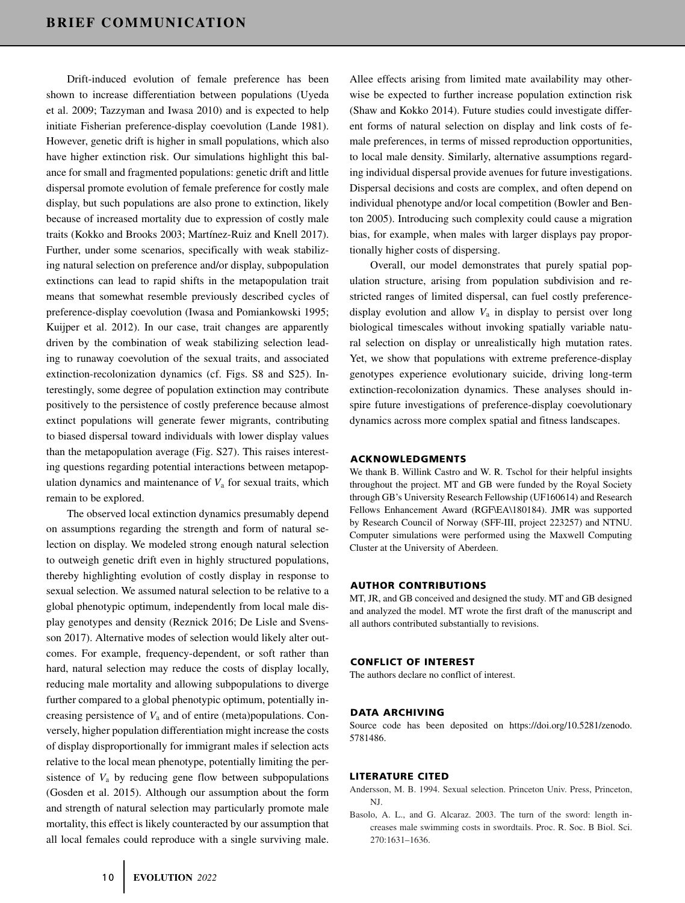Drift-induced evolution of female preference has been shown to increase differentiation between populations (Uyeda et al. 2009; Tazzyman and Iwasa 2010) and is expected to help initiate Fisherian preference-display coevolution (Lande 1981). However, genetic drift is higher in small populations, which also have higher extinction risk. Our simulations highlight this balance for small and fragmented populations: genetic drift and little dispersal promote evolution of female preference for costly male display, but such populations are also prone to extinction, likely because of increased mortality due to expression of costly male traits (Kokko and Brooks 2003; Martínez-Ruiz and Knell 2017). Further, under some scenarios, specifically with weak stabilizing natural selection on preference and/or display, subpopulation extinctions can lead to rapid shifts in the metapopulation trait means that somewhat resemble previously described cycles of preference-display coevolution (Iwasa and Pomiankowski 1995; Kuijper et al. 2012). In our case, trait changes are apparently driven by the combination of weak stabilizing selection leading to runaway coevolution of the sexual traits, and associated extinction-recolonization dynamics (cf. Figs. S8 and S25). Interestingly, some degree of population extinction may contribute positively to the persistence of costly preference because almost extinct populations will generate fewer migrants, contributing to biased dispersal toward individuals with lower display values than the metapopulation average (Fig. S27). This raises interesting questions regarding potential interactions between metapopulation dynamics and maintenance of $V_a$ for sexual traits, which remain to be explored.

The observed local extinction dynamics presumably depend on assumptions regarding the strength and form of natural selection on display. We modeled strong enough natural selection to outweigh genetic drift even in highly structured populations, thereby highlighting evolution of costly display in response to sexual selection. We assumed natural selection to be relative to a global phenotypic optimum, independently from local male display genotypes and density (Reznick 2016; De Lisle and Svensson 2017). Alternative modes of selection would likely alter outcomes. For example, frequency-dependent, or soft rather than hard, natural selection may reduce the costs of display locally, reducing male mortality and allowing subpopulations to diverge further compared to a global phenotypic optimum, potentially increasing persistence of $V_a$ and of entire (meta)populations. Conversely, higher population differentiation might increase the costs of display disproportionally for immigrant males if selection acts relative to the local mean phenotype, potentially limiting the persistence of $V_a$ by reducing gene flow between subpopulations (Gosden et al. 2015). Although our assumption about the form and strength of natural selection may particularly promote male mortality, this effect is likely counteracted by our assumption that all local females could reproduce with a single surviving male. Allee effects arising from limited mate availability may otherwise be expected to further increase population extinction risk (Shaw and Kokko 2014). Future studies could investigate different forms of natural selection on display and link costs of female preferences, in terms of missed reproduction opportunities, to local male density. Similarly, alternative assumptions regarding individual dispersal provide avenues for future investigations. Dispersal decisions and costs are complex, and often depend on individual phenotype and/or local competition (Bowler and Benton 2005). Introducing such complexity could cause a migration bias, for example, when males with larger displays pay proportionally higher costs of dispersing.

Overall, our model demonstrates that purely spatial population structure, arising from population subdivision and restricted ranges of limited dispersal, can fuel costly preference-display evolution and allow $V_a$ in display to persist over long biological timescales without invoking spatially variable natural selection on display or unrealistically high mutation rates. Yet, we show that populations with extreme preference-display genotypes experience evolutionary suicide, driving long-term extinction-recolonization dynamics. These analyses should inspire future investigations of preference-display coevolutionary dynamics across more complex spatial and fitness landscapes.

## ACKNOWLEDGMENTS

We thank B. Willink Castro and W. R. Tschol for their helpful insights throughout the project. MT and GB were funded by the Royal Society through GB's University Research Fellowship (UF160614) and Research Fellows Enhancement Award (RGF\EA\180184). JMR was supported by Research Council of Norway (SFF-III, project 223257) and NTNU. Computer simulations were performed using the Maxwell Computing Cluster at the University of Aberdeen.

## AUTHOR CONTRIBUTIONS

MT, JR, and GB conceived and designed the study. MT and GB designed and analyzed the model. MT wrote the first draft of the manuscript and all authors contributed substantially to revisions.

## CONFLICT OF INTEREST

The authors declare no conflict of interest.

## DATA ARCHIVING

Source code has been deposited on https://doi.org/10.5281/zenodo.5781486.

## LITERATURE CITED

Andersson, M. B. 1994. Sexual selection. Princeton Univ. Press, Princeton, NJ.

Basolo, A. L., and G. Alcaraz. 2003. The turn of the sword: length increases male swimming costs in swordtails. Proc. R. Soc. B Biol. Sci. 270:1631–1636.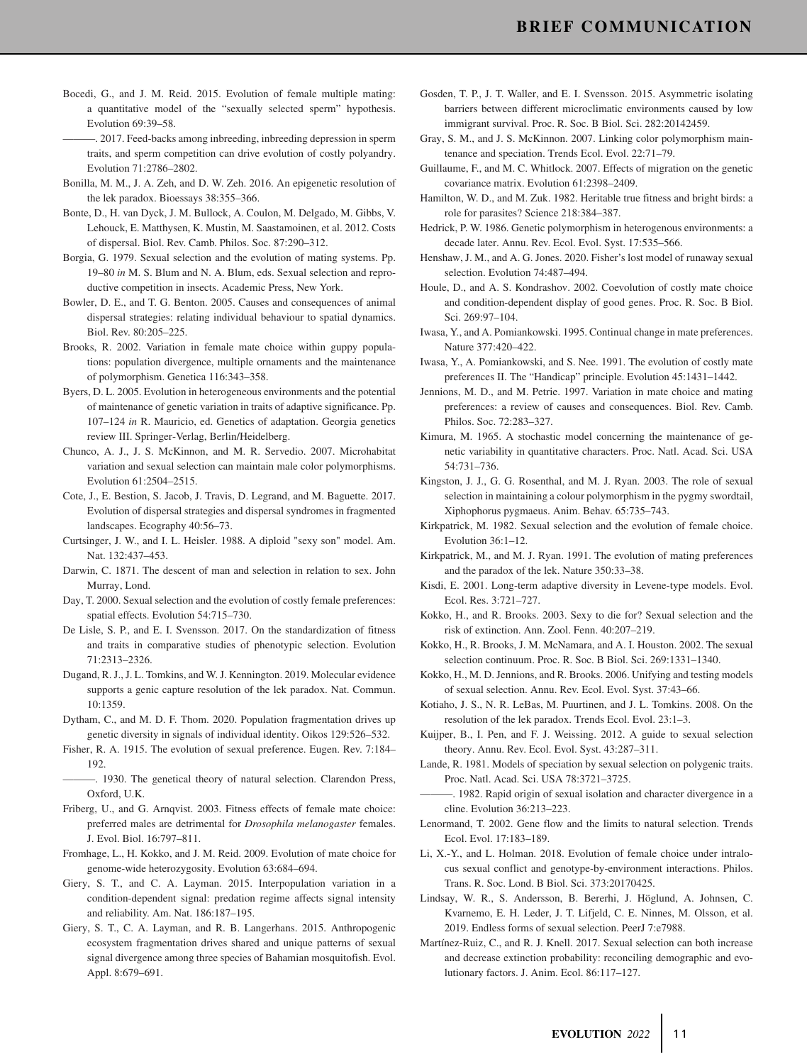Bocedi, G., and J. M. Reid. 2015. Evolution of female multiple mating: a quantitative model of the "sexually selected sperm" hypothesis. Evolution 69:39–58.

———. 2017. Feed-backs among inbreeding, inbreeding depression in sperm traits, and sperm competition can drive evolution of costly polyandry. Evolution 71:2786–2802.

Bonilla, M. M., J. A. Zeh, and D. W. Zeh. 2016. An epigenetic resolution of the lek paradox. Bioessays 38:355–366.

Bonte, D., H. van Dyck, J. M. Bullock, A. Coulon, M. Delgado, M. Gibbs, V. Lehouck, E. Matthysen, K. Mustin, M. Saastamoinen, et al. 2012. Costs of dispersal. Biol. Rev. Camb. Philos. Soc. 87:290–312.

Borgia, G. 1979. Sexual selection and the evolution of mating systems. Pp. 19–80 *in* M. S. Blum and N. A. Blum, eds. Sexual selection and reproductive competition in insects. Academic Press, New York.

Bowler, D. E., and T. G. Benton. 2005. Causes and consequences of animal dispersal strategies: relating individual behaviour to spatial dynamics. Biol. Rev. 80:205–225.

Brooks, R. 2002. Variation in female mate choice within guppy populations: population divergence, multiple ornaments and the maintenance of polymorphism. Genetica 116:343–358.

Byers, D. L. 2005. Evolution in heterogeneous environments and the potential of maintenance of genetic variation in traits of adaptive significance. Pp. 107–124 *in* R. Mauricio, ed. Genetics of adaptation. Georgia genetics review III. Springer-Verlag, Berlin/Heidelberg.

Chunco, A. J., J. S. McKinnon, and M. R. Servedio. 2007. Microhabitat variation and sexual selection can maintain male color polymorphisms. Evolution 61:2504–2515.

Cote, J., E. Bestion, S. Jacob, J. Travis, D. Legrand, and M. Baguette. 2017. Evolution of dispersal strategies and dispersal syndromes in fragmented landscapes. Ecography 40:56–73.

Curtsinger, J. W., and I. L. Heisler. 1988. A diploid "sexy son" model. Am. Nat. 132:437–453.

Darwin, C. 1871. The descent of man and selection in relation to sex. John Murray, Lond.

Day, T. 2000. Sexual selection and the evolution of costly female preferences: spatial effects. Evolution 54:715–730.

De Lisle, S. P., and E. I. Svensson. 2017. On the standardization of fitness and traits in comparative studies of phenotypic selection. Evolution 71:2313–2326.

Dugand, R. J., J. L. Tomkins, and W. J. Kennington. 2019. Molecular evidence supports a genic capture resolution of the lek paradox. Nat. Commun. 10:1359.

Dytham, C., and M. D. F. Thom. 2020. Population fragmentation drives up genetic diversity in signals of individual identity. Oikos 129:526–532.

Fisher, R. A. 1915. The evolution of sexual preference. Eugen. Rev. 7:184–192.

———. 1930. The genetical theory of natural selection. Clarendon Press, Oxford, U.K.

Friberg, U., and G. Arnqvist. 2003. Fitness effects of female mate choice: preferred males are detrimental for *Drosophila melanogaster* females. J. Evol. Biol. 16:797–811.

Fromhage, L., H. Kokko, and J. M. Reid. 2009. Evolution of mate choice for genome-wide heterozygosity. Evolution 63:684–694.

Giery, S. T., and C. A. Layman. 2015. Interpopulation variation in a condition-dependent signal: predation regime affects signal intensity and reliability. Am. Nat. 186:187–195.

Giery, S. T., C. A. Layman, and R. B. Langerhans. 2015. Anthropogenic ecosystem fragmentation drives shared and unique patterns of sexual signal divergence among three species of Bahamian mosquitofish. Evol. Appl. 8:679–691.

Gosden, T. P., J. T. Waller, and E. I. Svensson. 2015. Asymmetric isolating barriers between different microclimatic environments caused by low immigrant survival. Proc. R. Soc. B Biol. Sci. 282:20142459.

Gray, S. M., and J. S. McKinnon. 2007. Linking color polymorphism maintenance and speciation. Trends Ecol. Evol. 22:71–79.

Guillaume, F., and M. C. Whitlock. 2007. Effects of migration on the genetic covariance matrix. Evolution 61:2398–2409.

Hamilton, W. D., and M. Zuk. 1982. Heritable true fitness and bright birds: a role for parasites? Science 218:384–387.

Hedrick, P. W. 1986. Genetic polymorphism in heterogenous environments: a decade later. Annu. Rev. Ecol. Evol. Syst. 17:535–566.

Henshaw, J. M., and A. G. Jones. 2020. Fisher's lost model of runaway sexual selection. Evolution 74:487–494.

Houle, D., and A. S. Kondrashov. 2002. Coevolution of costly mate choice and condition-dependent display of good genes. Proc. R. Soc. B Biol. Sci. 269:97–104.

Iwasa, Y., and A. Pomiankowski. 1995. Continual change in mate preferences. Nature 377:420–422.

Iwasa, Y., A. Pomiankowski, and S. Nee. 1991. The evolution of costly mate preferences II. The "Handicap" principle. Evolution 45:1431–1442.

Jennions, M. D., and M. Petrie. 1997. Variation in mate choice and mating preferences: a review of causes and consequences. Biol. Rev. Camb. Philos. Soc. 72:283–327.

Kimura, M. 1965. A stochastic model concerning the maintenance of genetic variability in quantitative characters. Proc. Natl. Acad. Sci. USA 54:731–736.

Kingston, J. J., G. G. Rosenthal, and M. J. Ryan. 2003. The role of sexual selection in maintaining a colour polymorphism in the pygmy swordtail, Xiphophorus pygmaeus. Anim. Behav. 65:735–743.

Kirkpatrick, M. 1982. Sexual selection and the evolution of female choice. Evolution 36:1–12.

Kirkpatrick, M., and M. J. Ryan. 1991. The evolution of mating preferences and the paradox of the lek. Nature 350:33–38.

Kisdi, E. 2001. Long-term adaptive diversity in Levene-type models. Evol. Ecol. Res. 3:721–727.

Kokko, H., and R. Brooks. 2003. Sexy to die for? Sexual selection and the risk of extinction. Ann. Zool. Fenn. 40:207–219.

Kokko, H., R. Brooks, J. M. McNamara, and A. I. Houston. 2002. The sexual selection continuum. Proc. R. Soc. B Biol. Sci. 269:1331–1340.

Kokko, H., M. D. Jennions, and R. Brooks. 2006. Unifying and testing models of sexual selection. Annu. Rev. Ecol. Evol. Syst. 37:43–66.

Kotiaho, J. S., N. R. LeBas, M. Puurtinen, and J. L. Tomkins. 2008. On the resolution of the lek paradox. Trends Ecol. Evol. 23:1–3.

Kuijper, B., I. Pen, and F. J. Weissing. 2012. A guide to sexual selection theory. Annu. Rev. Ecol. Evol. Syst. 43:287–311.

Lande, R. 1981. Models of speciation by sexual selection on polygenic traits. Proc. Natl. Acad. Sci. USA 78:3721–3725.

———. 1982. Rapid origin of sexual isolation and character divergence in a cline. Evolution 36:213–223.

Lenormand, T. 2002. Gene flow and the limits to natural selection. Trends Ecol. Evol. 17:183–189.

Li, X.-Y., and L. Holman. 2018. Evolution of female choice under intralocus sexual conflict and genotype-by-environment interactions. Philos. Trans. R. Soc. Lond. B Biol. Sci. 373:20170425.

Lindsay, W. R., S. Andersson, B. Bererhi, J. Höglund, A. Johnsen, C. Kvarnemo, E. H. Leder, J. T. Lifjeld, C. E. Ninnes, M. Olsson, et al. 2019. Endless forms of sexual selection. PeerJ 7:e7988.

Martínez-Ruiz, C., and R. J. Knell. 2017. Sexual selection can both increase and decrease extinction probability: reconciling demographic and evolutionary factors. J. Anim. Ecol. 86:117–127.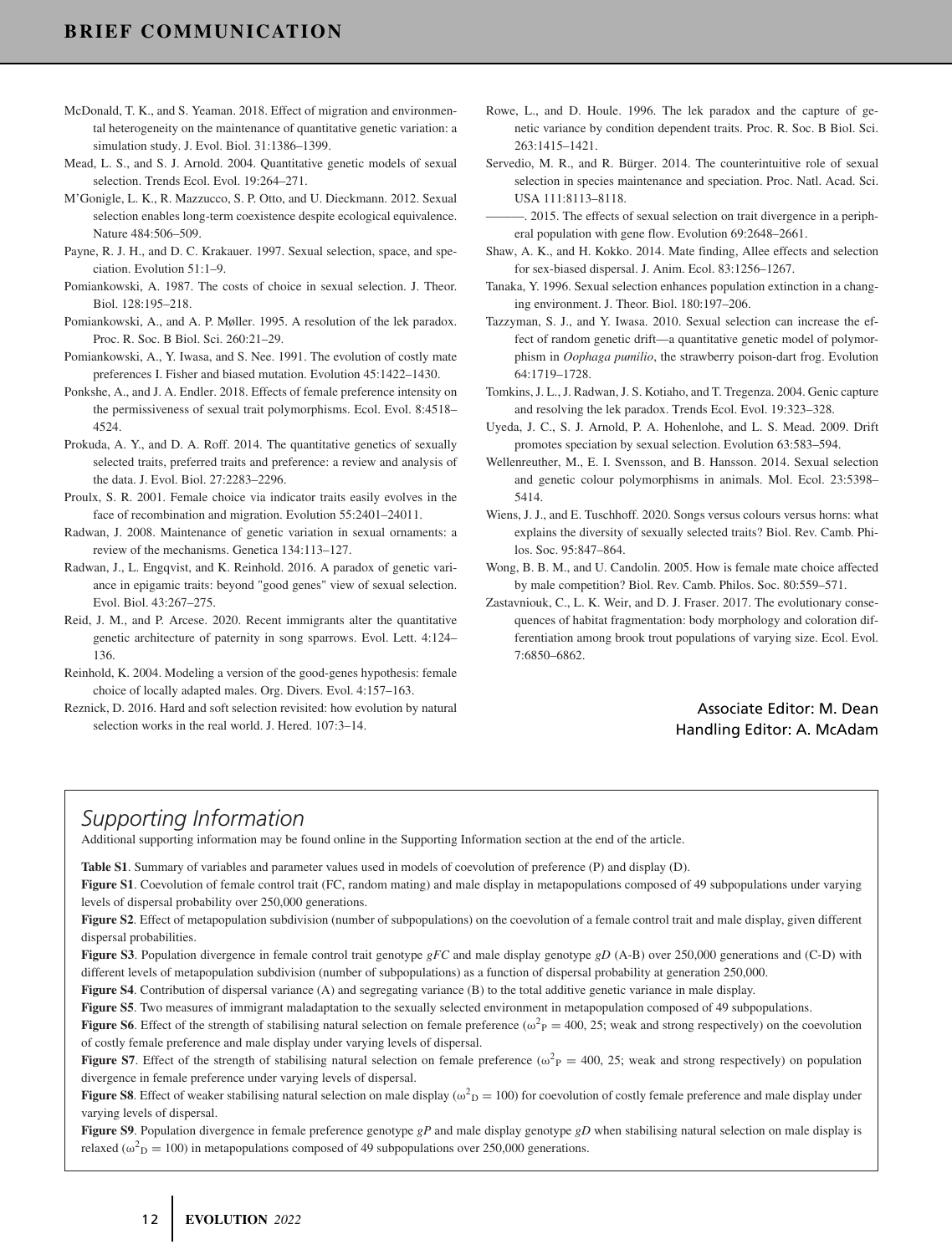McDonald, T. K., and S. Yeaman. 2018. Effect of migration and environmental heterogeneity on the maintenance of quantitative genetic variation: a simulation study. J. Evol. Biol. 31:1386–1399.

Mead, L. S., and S. J. Arnold. 2004. Quantitative genetic models of sexual selection. Trends Ecol. Evol. 19:264–271.

M'Gonigle, L. K., R. Mazzucco, S. P. Otto, and U. Dieckmann. 2012. Sexual selection enables long-term coexistence despite ecological equivalence. Nature 484:506–509.

Payne, R. J. H., and D. C. Krakauer. 1997. Sexual selection, space, and speciation. Evolution 51:1–9.

Pomiankowski, A. 1987. The costs of choice in sexual selection. J. Theor. Biol. 128:195–218.

Pomiankowski, A., and A. P. Møller. 1995. A resolution of the lek paradox. Proc. R. Soc. B Biol. Sci. 260:21–29.

Pomiankowski, A., Y. Iwasa, and S. Nee. 1991. The evolution of costly mate preferences I. Fisher and biased mutation. Evolution 45:1422–1430.

Ponkshe, A., and J. A. Endler. 2018. Effects of female preference intensity on the permissiveness of sexual trait polymorphisms. Ecol. Evol. 8:4518–4524.

Prokuda, A. Y., and D. A. Roff. 2014. The quantitative genetics of sexually selected traits, preferred traits and preference: a review and analysis of the data. J. Evol. Biol. 27:2283–2296.

Proulx, S. R. 2001. Female choice via indicator traits easily evolves in the face of recombination and migration. Evolution 55:2401–24011.

Radwan, J. 2008. Maintenance of genetic variation in sexual ornaments: a review of the mechanisms. Genetica 134:113–127.

Radwan, J., L. Engqvist, and K. Reinhold. 2016. A paradox of genetic variance in epigamic traits: beyond "good genes" view of sexual selection. Evol. Biol. 43:267–275.

Reid, J. M., and P. Arcese. 2020. Recent immigrants alter the quantitative genetic architecture of paternity in song sparrows. Evol. Lett. 4:124–136.

Reinhold, K. 2004. Modeling a version of the good-genes hypothesis: female choice of locally adapted males. Org. Divers. Evol. 4:157–163.

Reznick, D. 2016. Hard and soft selection revisited: how evolution by natural selection works in the real world. J. Hered. 107:3–14.

Rowe, L., and D. Houle. 1996. The lek paradox and the capture of genetic variance by condition dependent traits. Proc. R. Soc. B Biol. Sci. 263:1415–1421.

Servedio, M. R., and R. Bürger. 2014. The counterintuitive role of sexual selection in species maintenance and speciation. Proc. Natl. Acad. Sci. USA 111:8113–8118.

———. 2015. The effects of sexual selection on trait divergence in a peripheral population with gene flow. Evolution 69:2648–2661.

Shaw, A. K., and H. Kokko. 2014. Mate finding, Allee effects and selection for sex-biased dispersal. J. Anim. Ecol. 83:1256–1267.

Tanaka, Y. 1996. Sexual selection enhances population extinction in a changing environment. J. Theor. Biol. 180:197–206.

Tazzyman, S. J., and Y. Iwasa. 2010. Sexual selection can increase the effect of random genetic drift—a quantitative genetic model of polymorphism in *Oophaga pumilio*, the strawberry poison-dart frog. Evolution 64:1719–1728.

Tomkins, J. L., J. Radwan, J. S. Kotiaho, and T. Tregenza. 2004. Genic capture and resolving the lek paradox. Trends Ecol. Evol. 19:323–328.

Uyeda, J. C., S. J. Arnold, P. A. Hohenlohe, and L. S. Mead. 2009. Drift promotes speciation by sexual selection. Evolution 63:583–594.

Wellenreuther, M., E. I. Svensson, and B. Hansson. 2014. Sexual selection and genetic colour polymorphisms in animals. Mol. Ecol. 23:5398–5414.

Wiens, J. J., and E. Tuschhoff. 2020. Songs versus colours versus horns: what explains the diversity of sexually selected traits? Biol. Rev. Camb. Philos. Soc. 95:847–864.

Wong, B. B. M., and U. Candolin. 2005. How is female mate choice affected by male competition? Biol. Rev. Camb. Philos. Soc. 80:559–571.

Zastavniouk, C., L. K. Weir, and D. J. Fraser. 2017. The evolutionary consequences of habitat fragmentation: body morphology and coloration differentiation among brook trout populations of varying size. Ecol. Evol. 7:6850–6862.

Associate Editor: M. Dean
Handling Editor: A. McAdam

## Supporting Information

Additional supporting information may be found online in the Supporting Information section at the end of the article.

**Table S1**. Summary of variables and parameter values used in models of coevolution of preference (P) and display (D).

**Figure S1**. Coevolution of female control trait (FC, random mating) and male display in metapopulations composed of 49 subpopulations under varying levels of dispersal probability over 250,000 generations.

**Figure S2**. Effect of metapopulation subdivision (number of subpopulations) on the coevolution of a female control trait and male display, given different dispersal probabilities.

**Figure S3**. Population divergence in female control trait genotype *gFC* and male display genotype *gD* (A-B) over 250,000 generations and (C-D) with different levels of metapopulation subdivision (number of subpopulations) as a function of dispersal probability at generation 250,000.

**Figure S4**. Contribution of dispersal variance (A) and segregating variance (B) to the total additive genetic variance in male display.

**Figure S5**. Two measures of immigrant maladaptation to the sexually selected environment in metapopulation composed of 49 subpopulations.

**Figure S6**. Effect of the strength of stabilising natural selection on female preference ($\omega^2_P = 400, 25$; weak and strong respectively) on the coevolution of costly female preference and male display under varying levels of dispersal.

**Figure S7**. Effect of the strength of stabilising natural selection on female preference ($\omega^2_P = 400, 25$; weak and strong respectively) on population divergence in female preference under varying levels of dispersal.

**Figure S8**. Effect of weaker stabilising natural selection on male display ($\omega^2_D = 100$) for coevolution of costly female preference and male display under varying levels of dispersal.

**Figure S9**. Population divergence in female preference genotype *gP* and male display genotype *gD* when stabilising natural selection on male display is relaxed ($\omega^2_D = 100$) in metapopulations composed of 49 subpopulations over 250,000 generations.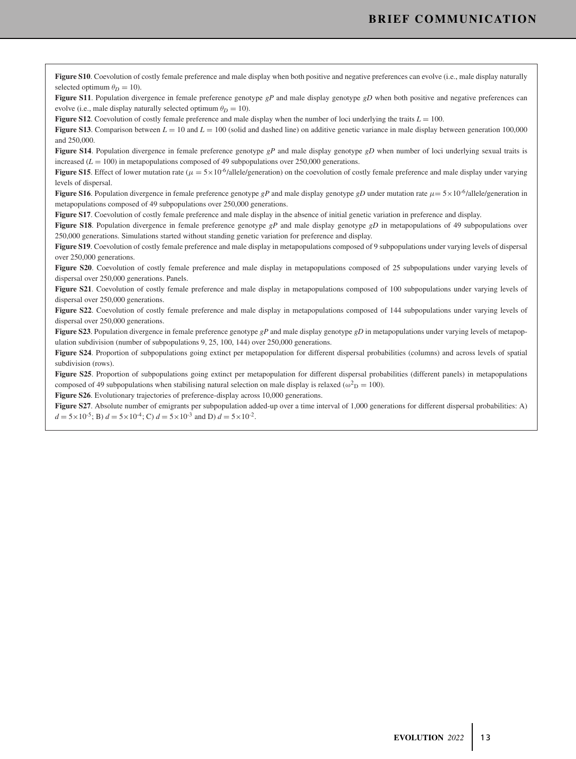**Figure S10**. Coevolution of costly female preference and male display when both positive and negative preferences can evolve (i.e., male display naturally selected optimum $\theta_D = 10$).

**Figure S11**. Population divergence in female preference genotype *gP* and male display genotype *gD* when both positive and negative preferences can evolve (i.e., male display naturally selected optimum $\theta_D = 10$).

**Figure S12**. Coevolution of costly female preference and male display when the number of loci underlying the traits $L = 100$.

**Figure S13**. Comparison between $L = 10$ and $L = 100$ (solid and dashed line) on additive genetic variance in male display between generation 100,000 and 250,000.

**Figure S14**. Population divergence in female preference genotype *gP* and male display genotype *gD* when number of loci underlying sexual traits is increased ($L = 100$) in metapopulations composed of 49 subpopulations over 250,000 generations.

**Figure S15**. Effect of lower mutation rate ($\mu = 5\times10^{-6}$/allele/generation) on the coevolution of costly female preference and male display under varying levels of dispersal.

**Figure S16**. Population divergence in female preference genotype *gP* and male display genotype *gD* under mutation rate $\mu = 5\times10^{-6}$/allele/generation in metapopulations composed of 49 subpopulations over 250,000 generations.

**Figure S17**. Coevolution of costly female preference and male display in the absence of initial genetic variation in preference and display.

**Figure S18**. Population divergence in female preference genotype *gP* and male display genotype *gD* in metapopulations of 49 subpopulations over 250,000 generations. Simulations started without standing genetic variation for preference and display.

**Figure S19**. Coevolution of costly female preference and male display in metapopulations composed of 9 subpopulations under varying levels of dispersal over 250,000 generations.

**Figure S20**. Coevolution of costly female preference and male display in metapopulations composed of 25 subpopulations under varying levels of dispersal over 250,000 generations. Panels.

**Figure S21**. Coevolution of costly female preference and male display in metapopulations composed of 100 subpopulations under varying levels of dispersal over 250,000 generations.

**Figure S22**. Coevolution of costly female preference and male display in metapopulations composed of 144 subpopulations under varying levels of dispersal over 250,000 generations.

**Figure S23**. Population divergence in female preference genotype *gP* and male display genotype *gD* in metapopulations under varying levels of metapopulation subdivision (number of subpopulations 9, 25, 100, 144) over 250,000 generations.

**Figure S24**. Proportion of subpopulations going extinct per metapopulation for different dispersal probabilities (columns) and across levels of spatial subdivision (rows).

**Figure S25**. Proportion of subpopulations going extinct per metapopulation for different dispersal probabilities (different panels) in metapopulations composed of 49 subpopulations when stabilising natural selection on male display is relaxed ($\omega^2_D = 100$).

**Figure S26**. Evolutionary trajectories of preference-display across 10,000 generations.

**Figure S27**. Absolute number of emigrants per subpopulation added-up over a time interval of 1,000 generations for different dispersal probabilities: A) $d = 5\times10^{-5}$; B) $d = 5\times10^{-4}$; C) $d = 5\times10^{-3}$ and D) $d = 5\times10^{-2}$.